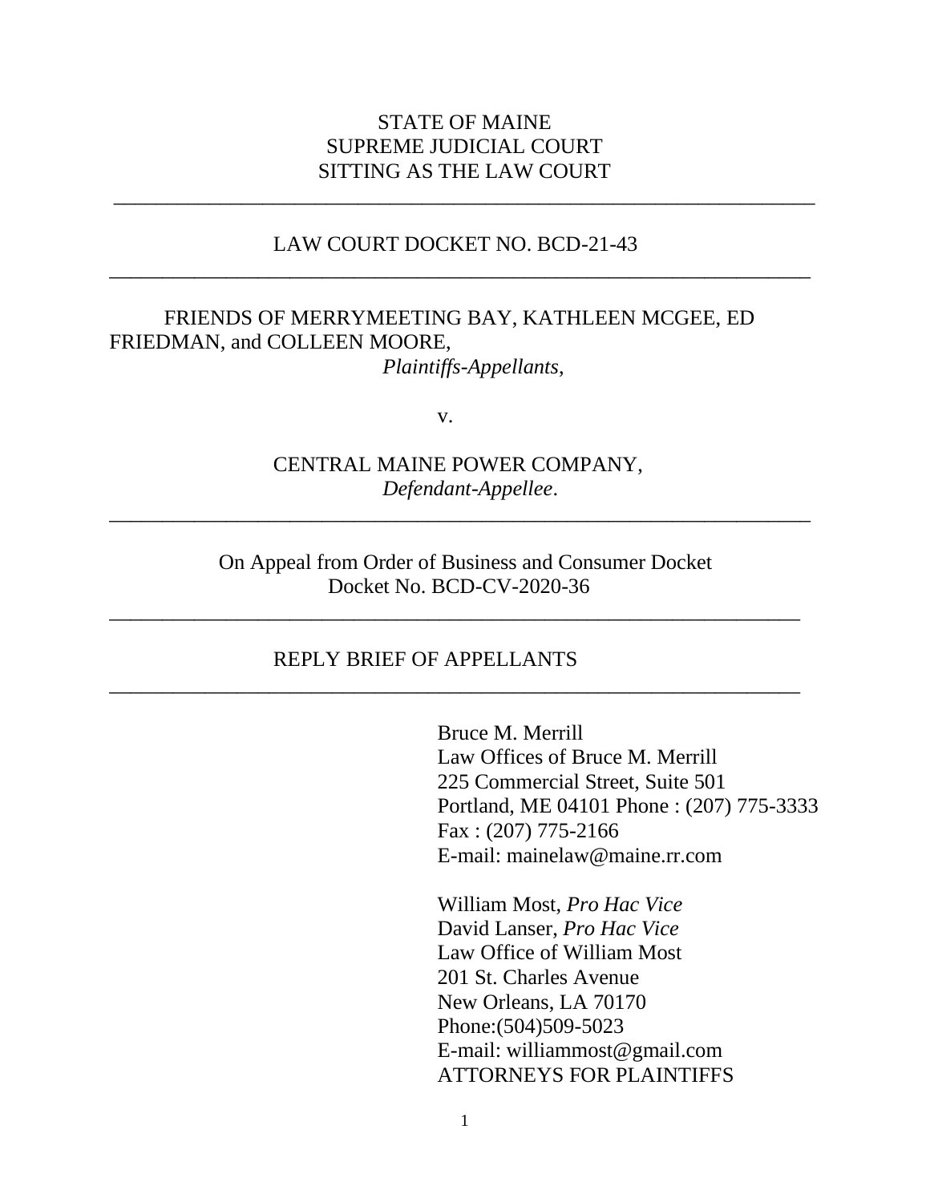STATE OF MAINE
SUPREME JUDICIAL COURT
SITTING AS THE LAW COURT

---

LAW COURT DOCKET NO. BCD-21-43

---

FRIENDS OF MERRYMEETING BAY, KATHLEEN MCGEE, ED FRIEDMAN, and COLLEEN MOORE,
*Plaintiffs-Appellants*,

v.

CENTRAL MAINE POWER COMPANY,
*Defendant-Appellee*.

---

On Appeal from Order of Business and Consumer Docket
Docket No. BCD-CV-2020-36

---

# REPLY BRIEF OF APPELLANTS

---

Bruce M. Merrill
Law Offices of Bruce M. Merrill
225 Commercial Street, Suite 501
Portland, ME 04101 Phone : (207) 775-3333
Fax : (207) 775-2166
E-mail: mainelaw@maine.rr.com

William Most, *Pro Hac Vice*
David Lanser, *Pro Hac Vice*
Law Office of William Most
201 St. Charles Avenue
New Orleans, LA 70170
Phone:(504)509-5023
E-mail: williammost@gmail.com
ATTORNEYS FOR PLAINTIFFS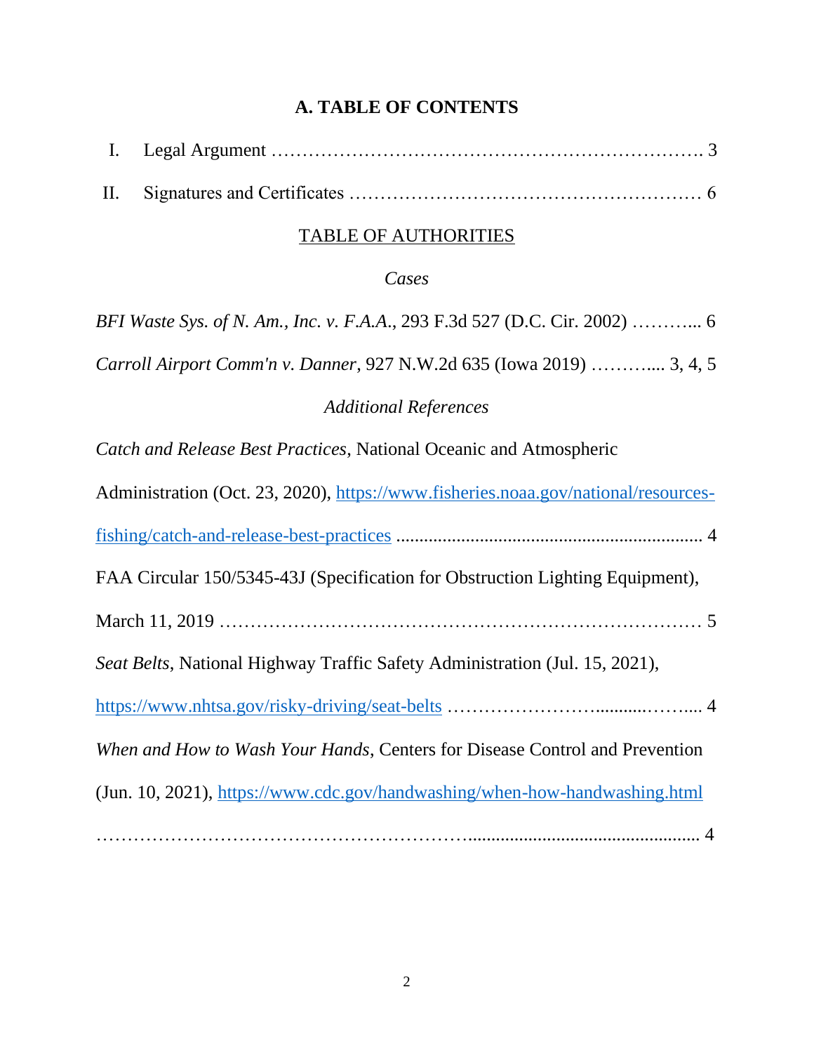## A. TABLE OF CONTENTS

I. Legal Argument …………………………………………………………. 3

II. Signatures and Certificates ………………………………………………… 6

TABLE OF AUTHORITIES

*Cases*

*BFI Waste Sys. of N. Am., Inc. v. F.A.A.*, 293 F.3d 527 (D.C. Cir. 2002) ……….. 6

*Carroll Airport Comm'n v. Danner*, 927 N.W.2d 635 (Iowa 2019) ……….... 3, 4, 5

*Additional References*

*Catch and Release Best Practices*, National Oceanic and Atmospheric Administration (Oct. 23, 2020), https://www.fisheries.noaa.gov/national/resources-fishing/catch-and-release-best-practices ................................................................. 4

FAA Circular 150/5345-43J (Specification for Obstruction Lighting Equipment), March 11, 2019 ………………………………………………………………… 5

*Seat Belts*, National Highway Traffic Safety Administration (Jul. 15, 2021), https://www.nhtsa.gov/risky-driving/seat-belts …………………..........……... 4

*When and How to Wash Your Hands*, Centers for Disease Control and Prevention (Jun. 10, 2021), https://www.cdc.gov/handwashing/when-how-handwashing.html ……………………………………………….................................................. 4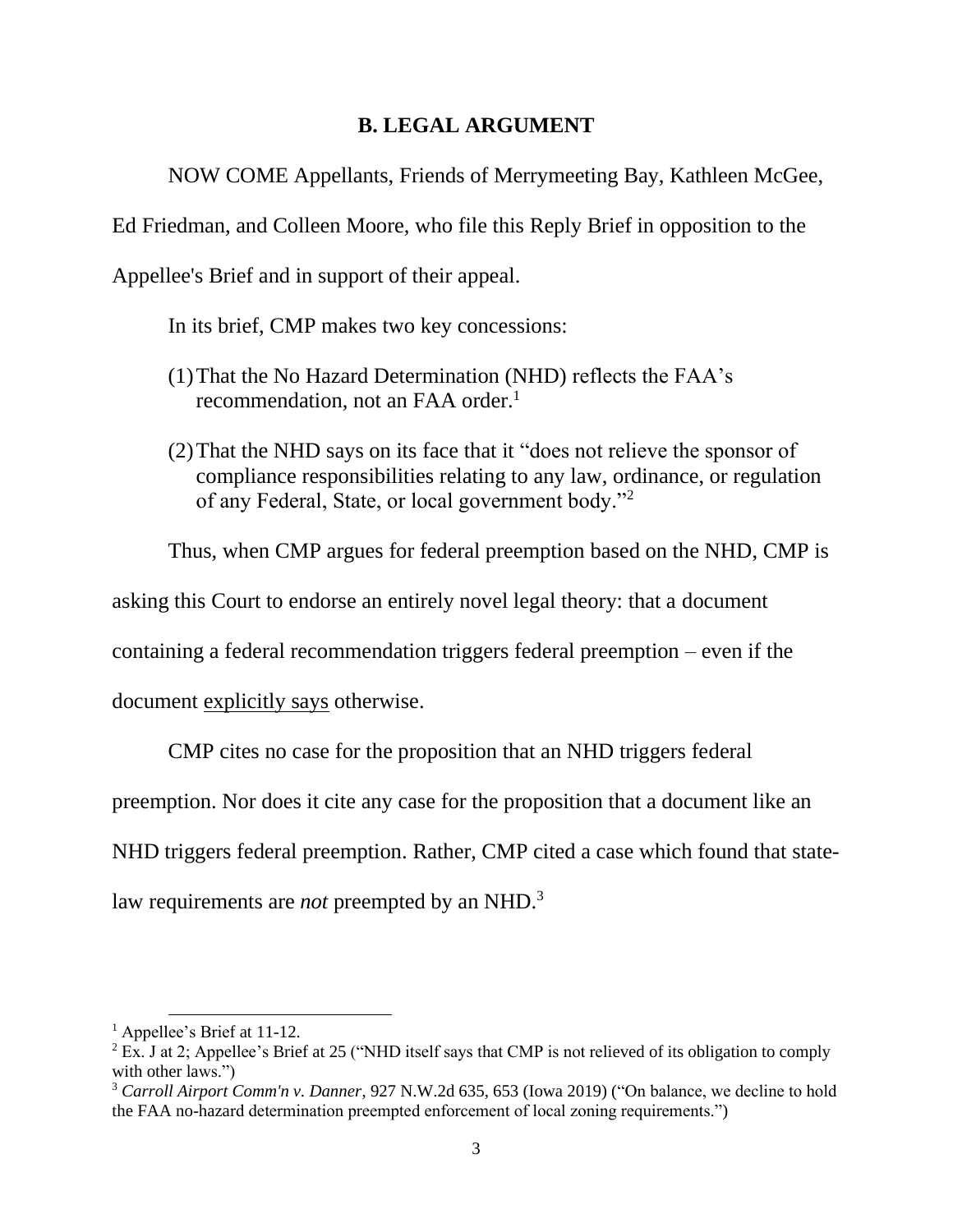## B. LEGAL ARGUMENT

NOW COME Appellants, Friends of Merrymeeting Bay, Kathleen McGee, Ed Friedman, and Colleen Moore, who file this Reply Brief in opposition to the Appellee's Brief and in support of their appeal.

In its brief, CMP makes two key concessions:

(1) That the No Hazard Determination (NHD) reflects the FAA's recommendation, not an FAA order.[1]

(2) That the NHD says on its face that it "does not relieve the sponsor of compliance responsibilities relating to any law, ordinance, or regulation of any Federal, State, or local government body."[2]

Thus, when CMP argues for federal preemption based on the NHD, CMP is asking this Court to endorse an entirely novel legal theory: that a document containing a federal recommendation triggers federal preemption – even if the document <u>explicitly says</u> otherwise.

CMP cites no case for the proposition that an NHD triggers federal preemption. Nor does it cite any case for the proposition that a document like an NHD triggers federal preemption. Rather, CMP cited a case which found that state-law requirements are *not* preempted by an NHD.[3]

---

[1] Appellee's Brief at 11-12.

[2] Ex. J at 2; Appellee's Brief at 25 ("NHD itself says that CMP is not relieved of its obligation to comply with other laws.")

[3] *Carroll Airport Comm'n v. Danner*, 927 N.W.2d 635, 653 (Iowa 2019) ("On balance, we decline to hold the FAA no-hazard determination preempted enforcement of local zoning requirements.")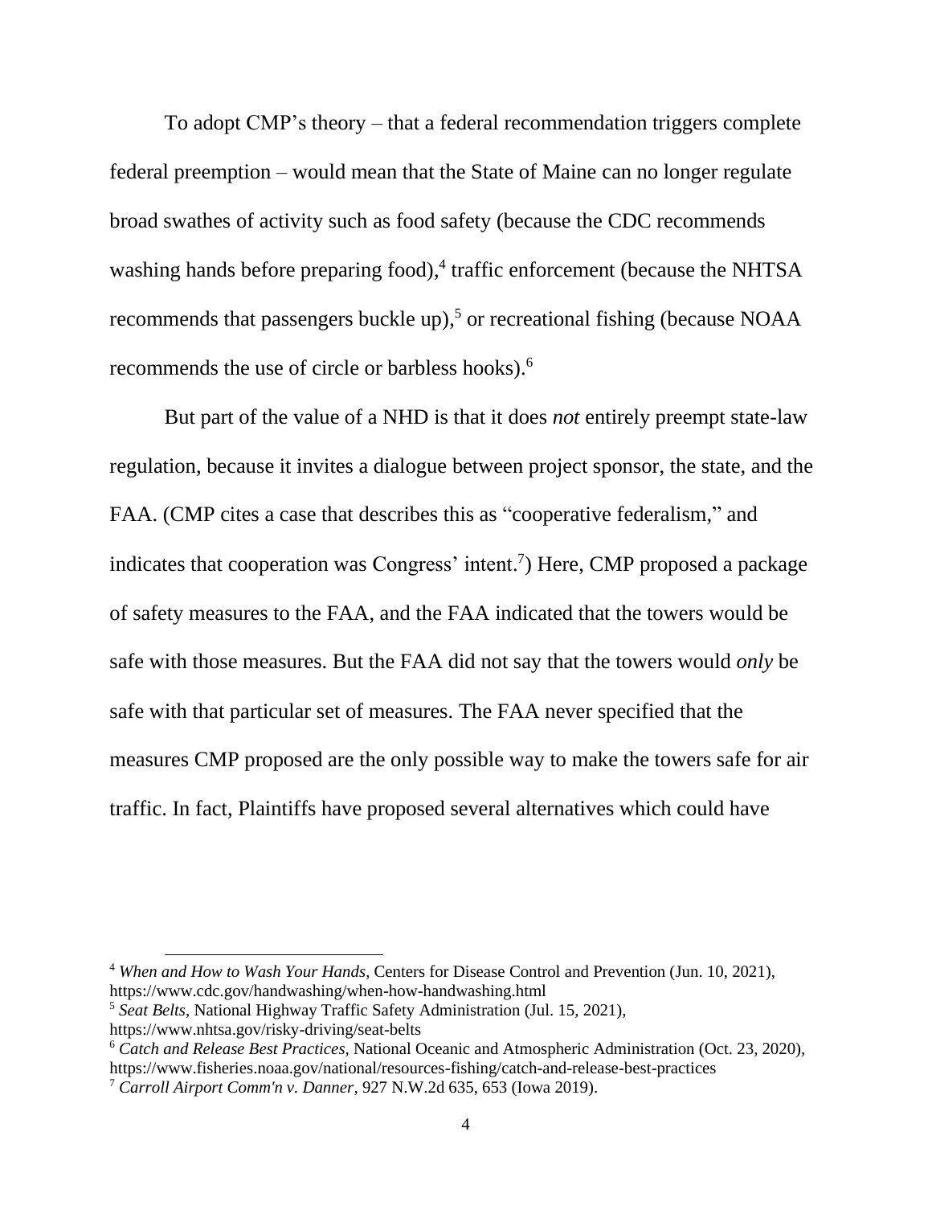To adopt CMP's theory – that a federal recommendation triggers complete federal preemption – would mean that the State of Maine can no longer regulate broad swathes of activity such as food safety (because the CDC recommends washing hands before preparing food),[4] traffic enforcement (because the NHTSA recommends that passengers buckle up),[5] or recreational fishing (because NOAA recommends the use of circle or barbless hooks).[6]

But part of the value of a NHD is that it does *not* entirely preempt state-law regulation, because it invites a dialogue between project sponsor, the state, and the FAA. (CMP cites a case that describes this as "cooperative federalism," and indicates that cooperation was Congress' intent.[7]) Here, CMP proposed a package of safety measures to the FAA, and the FAA indicated that the towers would be safe with those measures. But the FAA did not say that the towers would *only* be safe with that particular set of measures. The FAA never specified that the measures CMP proposed are the only possible way to make the towers safe for air traffic. In fact, Plaintiffs have proposed several alternatives which could have

---

[4] *When and How to Wash Your Hands*, Centers for Disease Control and Prevention (Jun. 10, 2021), https://www.cdc.gov/handwashing/when-how-handwashing.html

[5] *Seat Belts*, National Highway Traffic Safety Administration (Jul. 15, 2021), https://www.nhtsa.gov/risky-driving/seat-belts

[6] *Catch and Release Best Practices*, National Oceanic and Atmospheric Administration (Oct. 23, 2020), https://www.fisheries.noaa.gov/national/resources-fishing/catch-and-release-best-practices

[7] *Carroll Airport Comm'n v. Danner*, 927 N.W.2d 635, 653 (Iowa 2019).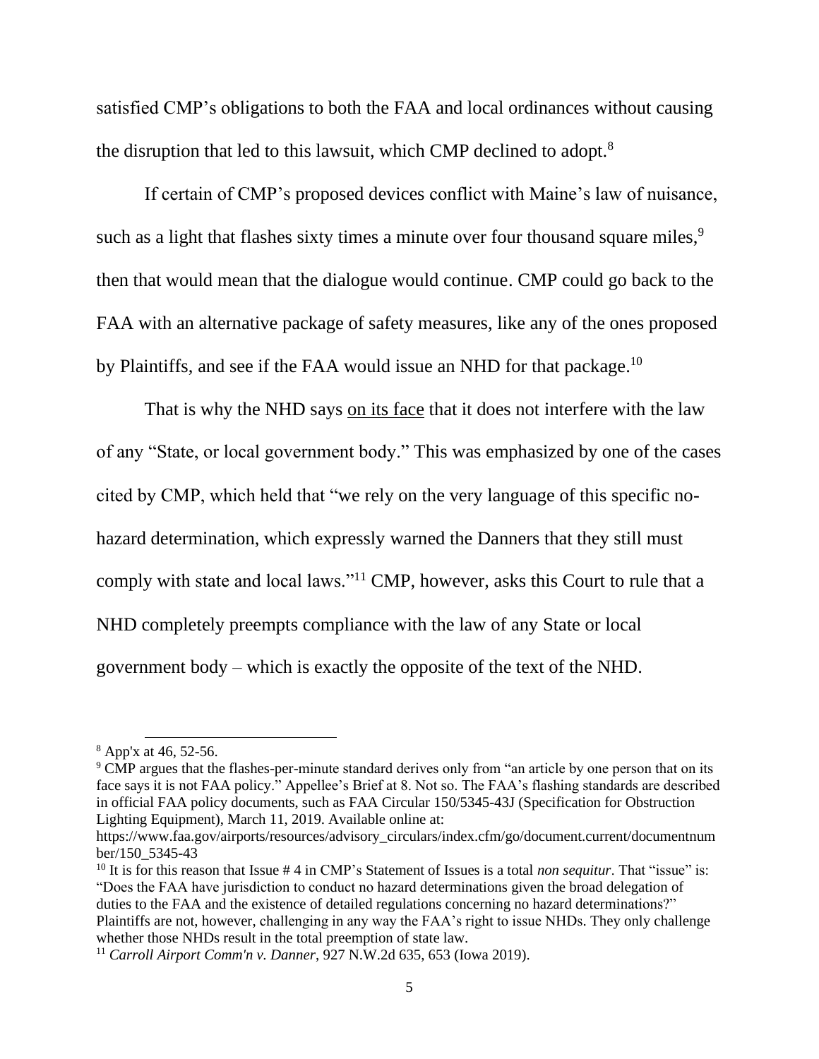satisfied CMP's obligations to both the FAA and local ordinances without causing the disruption that led to this lawsuit, which CMP declined to adopt.[8]

If certain of CMP's proposed devices conflict with Maine's law of nuisance, such as a light that flashes sixty times a minute over four thousand square miles,[9] then that would mean that the dialogue would continue. CMP could go back to the FAA with an alternative package of safety measures, like any of the ones proposed by Plaintiffs, and see if the FAA would issue an NHD for that package.[10]

That is why the NHD says <u>on its face</u> that it does not interfere with the law of any "State, or local government body." This was emphasized by one of the cases cited by CMP, which held that "we rely on the very language of this specific no-hazard determination, which expressly warned the Danners that they still must comply with state and local laws."[11] CMP, however, asks this Court to rule that a NHD completely preempts compliance with the law of any State or local government body – which is exactly the opposite of the text of the NHD.

---

[8] App'x at 46, 52-56.

[9] CMP argues that the flashes-per-minute standard derives only from "an article by one person that on its face says it is not FAA policy." Appellee's Brief at 8. Not so. The FAA's flashing standards are described in official FAA policy documents, such as FAA Circular 150/5345-43J (Specification for Obstruction Lighting Equipment), March 11, 2019. Available online at: https://www.faa.gov/airports/resources/advisory_circulars/index.cfm/go/document.current/documentnumber/150_5345-43

[10] It is for this reason that Issue # 4 in CMP's Statement of Issues is a total *non sequitur*. That "issue" is: "Does the FAA have jurisdiction to conduct no hazard determinations given the broad delegation of duties to the FAA and the existence of detailed regulations concerning no hazard determinations?" Plaintiffs are not, however, challenging in any way the FAA's right to issue NHDs. They only challenge whether those NHDs result in the total preemption of state law.

[11] *Carroll Airport Comm'n v. Danner*, 927 N.W.2d 635, 653 (Iowa 2019).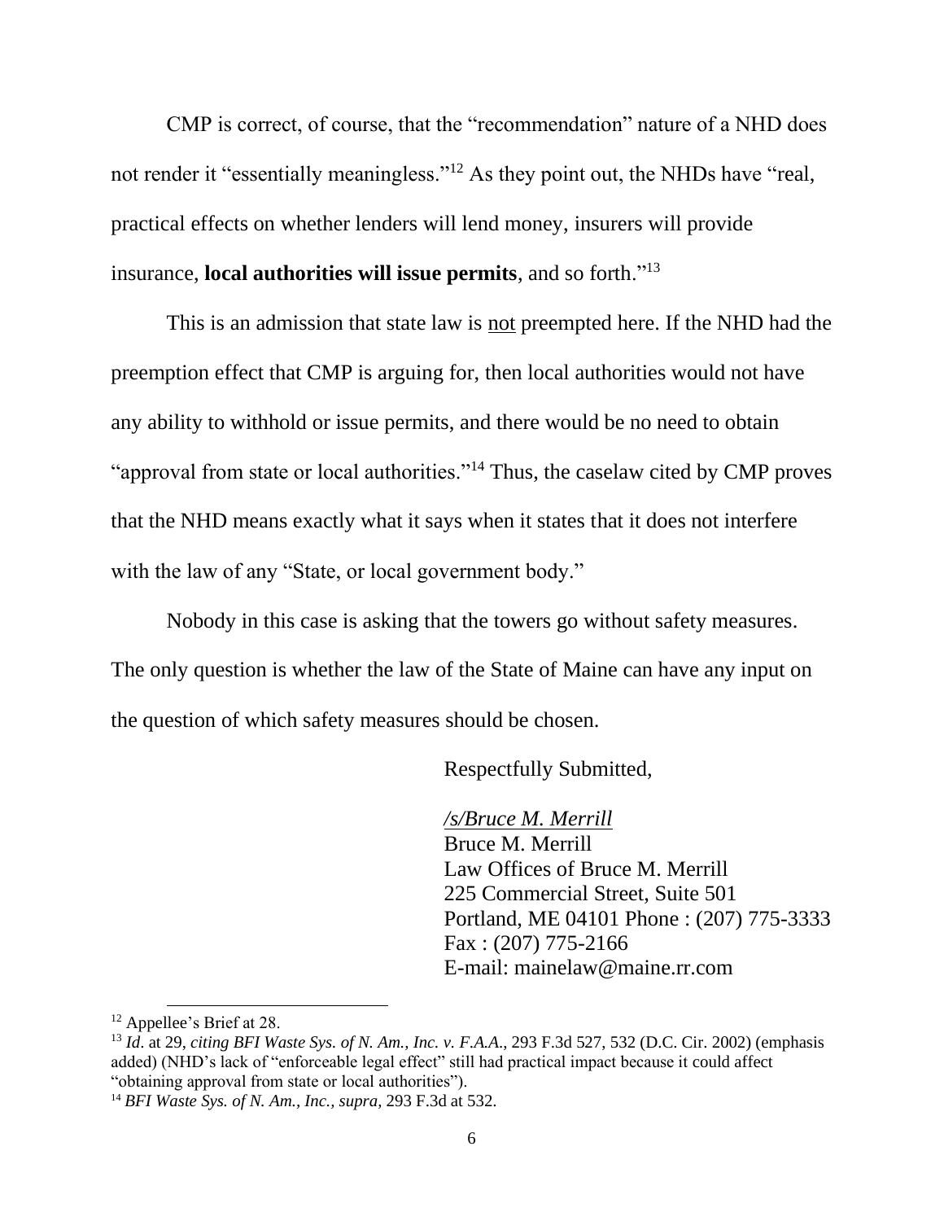CMP is correct, of course, that the "recommendation" nature of a NHD does not render it "essentially meaningless."[12] As they point out, the NHDs have "real, practical effects on whether lenders will lend money, insurers will provide insurance, **local authorities will issue permits**, and so forth."[13]

This is an admission that state law is <u>not</u> preempted here. If the NHD had the preemption effect that CMP is arguing for, then local authorities would not have any ability to withhold or issue permits, and there would be no need to obtain "approval from state or local authorities."[14] Thus, the caselaw cited by CMP proves that the NHD means exactly what it says when it states that it does not interfere with the law of any "State, or local government body."

Nobody in this case is asking that the towers go without safety measures. The only question is whether the law of the State of Maine can have any input on the question of which safety measures should be chosen.

Respectfully Submitted,

*/s/Bruce M. Merrill*
Bruce M. Merrill
Law Offices of Bruce M. Merrill
225 Commercial Street, Suite 501
Portland, ME 04101 Phone : (207) 775-3333
Fax : (207) 775-2166
E-mail: mainelaw@maine.rr.com

---

[12] Appellee's Brief at 28.

[13] *Id*. at 29, *citing BFI Waste Sys. of N. Am., Inc. v. F.A.A*., 293 F.3d 527, 532 (D.C. Cir. 2002) (emphasis added) (NHD's lack of "enforceable legal effect" still had practical impact because it could affect "obtaining approval from state or local authorities").

[14] *BFI Waste Sys. of N. Am., Inc., supra*, 293 F.3d at 532.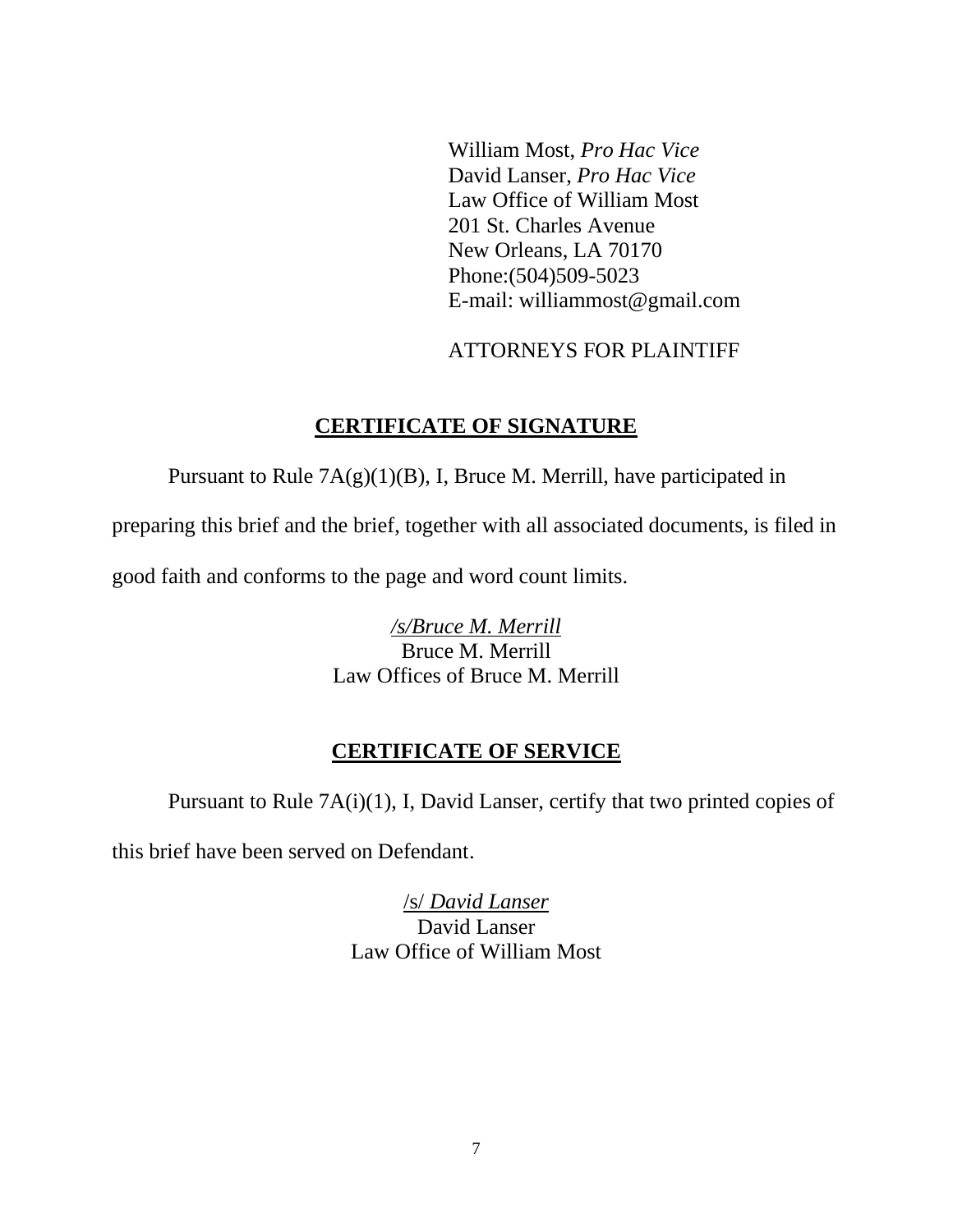William Most, *Pro Hac Vice*
David Lanser, *Pro Hac Vice*
Law Office of William Most
201 St. Charles Avenue
New Orleans, LA 70170
Phone:(504)509-5023
E-mail: williammost@gmail.com

ATTORNEYS FOR PLAINTIFF

## **CERTIFICATE OF SIGNATURE**

Pursuant to Rule 7A(g)(1)(B), I, Bruce M. Merrill, have participated in preparing this brief and the brief, together with all associated documents, is filed in good faith and conforms to the page and word count limits.

*/s/Bruce M. Merrill*
Bruce M. Merrill
Law Offices of Bruce M. Merrill

## **CERTIFICATE OF SERVICE**

Pursuant to Rule 7A(i)(1), I, David Lanser, certify that two printed copies of this brief have been served on Defendant.

/s/ *David Lanser*
David Lanser
Law Office of William Most